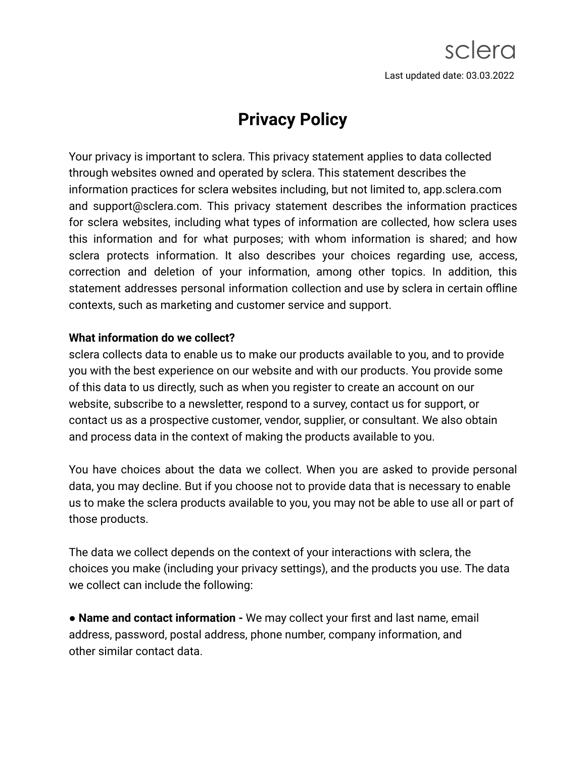sclera

Last updated date: 03.03.2022

# Privacy Policy

Your privacy is important to sclera. This privacy statement applies to data collected through websites owned and operated by sclera. This statement describes the information practices for sclera websites including, but not limited to, app.sclera.com and support@sclera.com. This privacy statement describes the information practices for sclera websites, including what types of information are collected, how sclera uses this information and for what purposes; with whom information is shared; and how sclera protects information. It also describes your choices regarding use, access, correction and deletion of your information, among other topics. In addition, this statement addresses personal information collection and use by sclera in certain offline contexts, such as marketing and customer service and support.

**What information do we collect?**

sclera collects data to enable us to make our products available to you, and to provide you with the best experience on our website and with our products. You provide some of this data to us directly, such as when you register to create an account on our website, subscribe to a newsletter, respond to a survey, contact us for support, or contact us as a prospective customer, vendor, supplier, or consultant. We also obtain and process data in the context of making the products available to you.

You have choices about the data we collect. When you are asked to provide personal data, you may decline. But if you choose not to provide data that is necessary to enable us to make the sclera products available to you, you may not be able to use all or part of those products.

The data we collect depends on the context of your interactions with sclera, the choices you make (including your privacy settings), and the products you use. The data we collect can include the following:

- **Name and contact information -** We may collect your first and last name, email address, password, postal address, phone number, company information, and other similar contact data.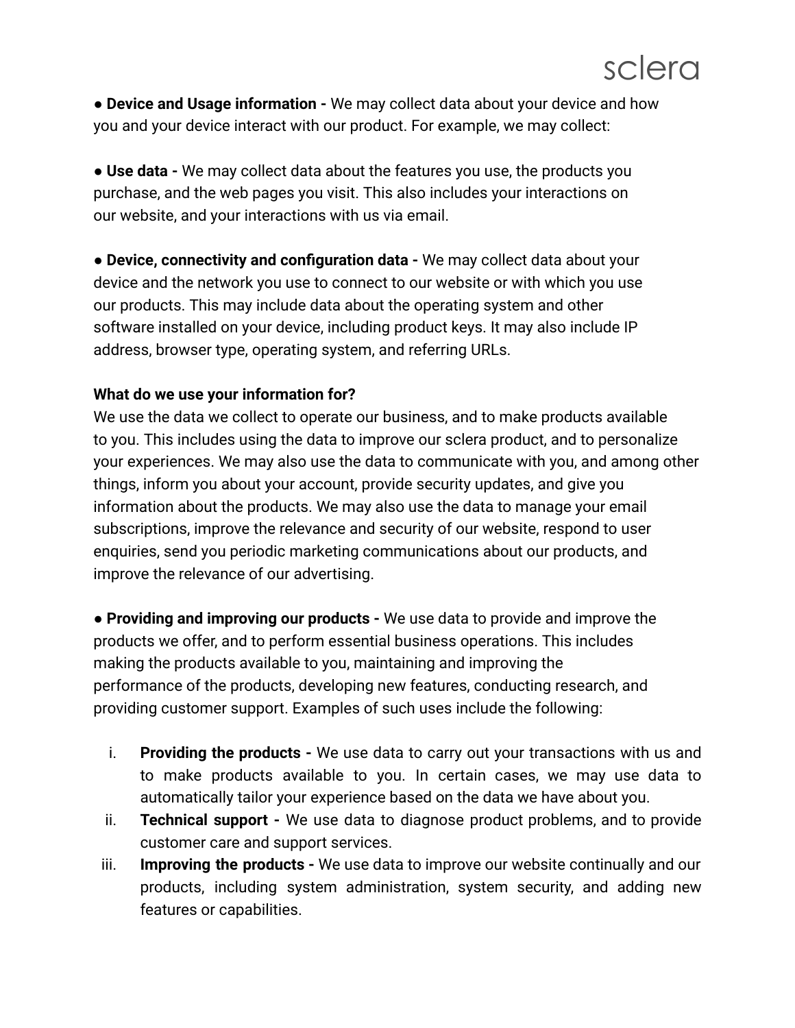● **Device and Usage information -** We may collect data about your device and how you and your device interact with our product. For example, we may collect:

● **Use data -** We may collect data about the features you use, the products you purchase, and the web pages you visit. This also includes your interactions on our website, and your interactions with us via email.

● **Device, connectivity and configuration data -** We may collect data about your device and the network you use to connect to our website or with which you use our products. This may include data about the operating system and other software installed on your device, including product keys. It may also include IP address, browser type, operating system, and referring URLs.

**What do we use your information for?**

We use the data we collect to operate our business, and to make products available to you. This includes using the data to improve our sclera product, and to personalize your experiences. We may also use the data to communicate with you, and among other things, inform you about your account, provide security updates, and give you information about the products. We may also use the data to manage your email subscriptions, improve the relevance and security of our website, respond to user enquiries, send you periodic marketing communications about our products, and improve the relevance of our advertising.

● **Providing and improving our products -** We use data to provide and improve the products we offer, and to perform essential business operations. This includes making the products available to you, maintaining and improving the performance of the products, developing new features, conducting research, and providing customer support. Examples of such uses include the following:

i. **Providing the products -** We use data to carry out your transactions with us and to make products available to you. In certain cases, we may use data to automatically tailor your experience based on the data we have about you.
ii. **Technical support -** We use data to diagnose product problems, and to provide customer care and support services.
iii. **Improving the products -** We use data to improve our website continually and our products, including system administration, system security, and adding new features or capabilities.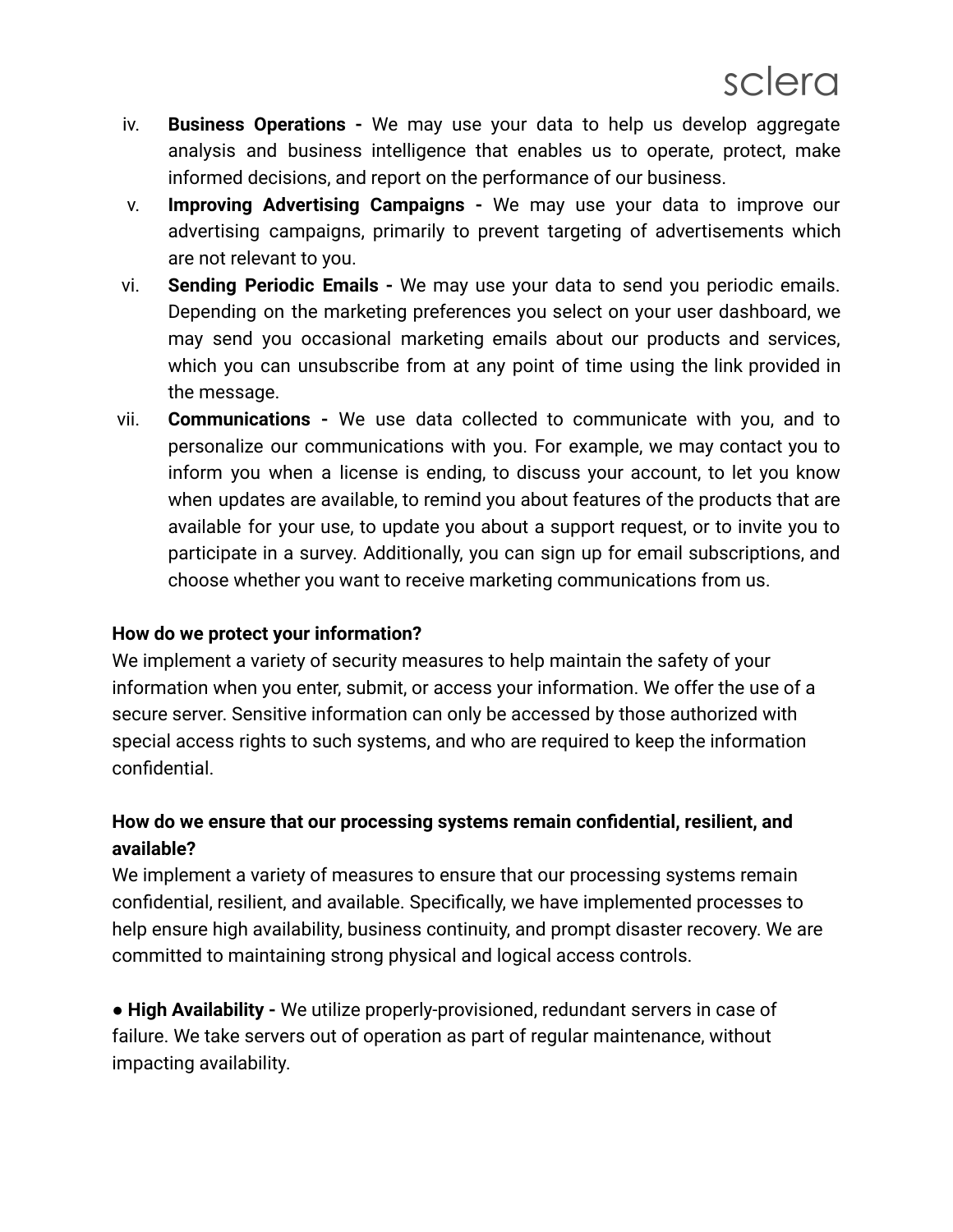iv. **Business Operations -** We may use your data to help us develop aggregate analysis and business intelligence that enables us to operate, protect, make informed decisions, and report on the performance of our business.

v. **Improving Advertising Campaigns -** We may use your data to improve our advertising campaigns, primarily to prevent targeting of advertisements which are not relevant to you.

vi. **Sending Periodic Emails -** We may use your data to send you periodic emails. Depending on the marketing preferences you select on your user dashboard, we may send you occasional marketing emails about our products and services, which you can unsubscribe from at any point of time using the link provided in the message.

vii. **Communications -** We use data collected to communicate with you, and to personalize our communications with you. For example, we may contact you to inform you when a license is ending, to discuss your account, to let you know when updates are available, to remind you about features of the products that are available for your use, to update you about a support request, or to invite you to participate in a survey. Additionally, you can sign up for email subscriptions, and choose whether you want to receive marketing communications from us.

**How do we protect your information?**

We implement a variety of security measures to help maintain the safety of your information when you enter, submit, or access your information. We offer the use of a secure server. Sensitive information can only be accessed by those authorized with special access rights to such systems, and who are required to keep the information confidential.

**How do we ensure that our processing systems remain confidential, resilient, and available?**

We implement a variety of measures to ensure that our processing systems remain confidential, resilient, and available. Specifically, we have implemented processes to help ensure high availability, business continuity, and prompt disaster recovery. We are committed to maintaining strong physical and logical access controls.

- **High Availability -** We utilize properly-provisioned, redundant servers in case of failure. We take servers out of operation as part of regular maintenance, without impacting availability.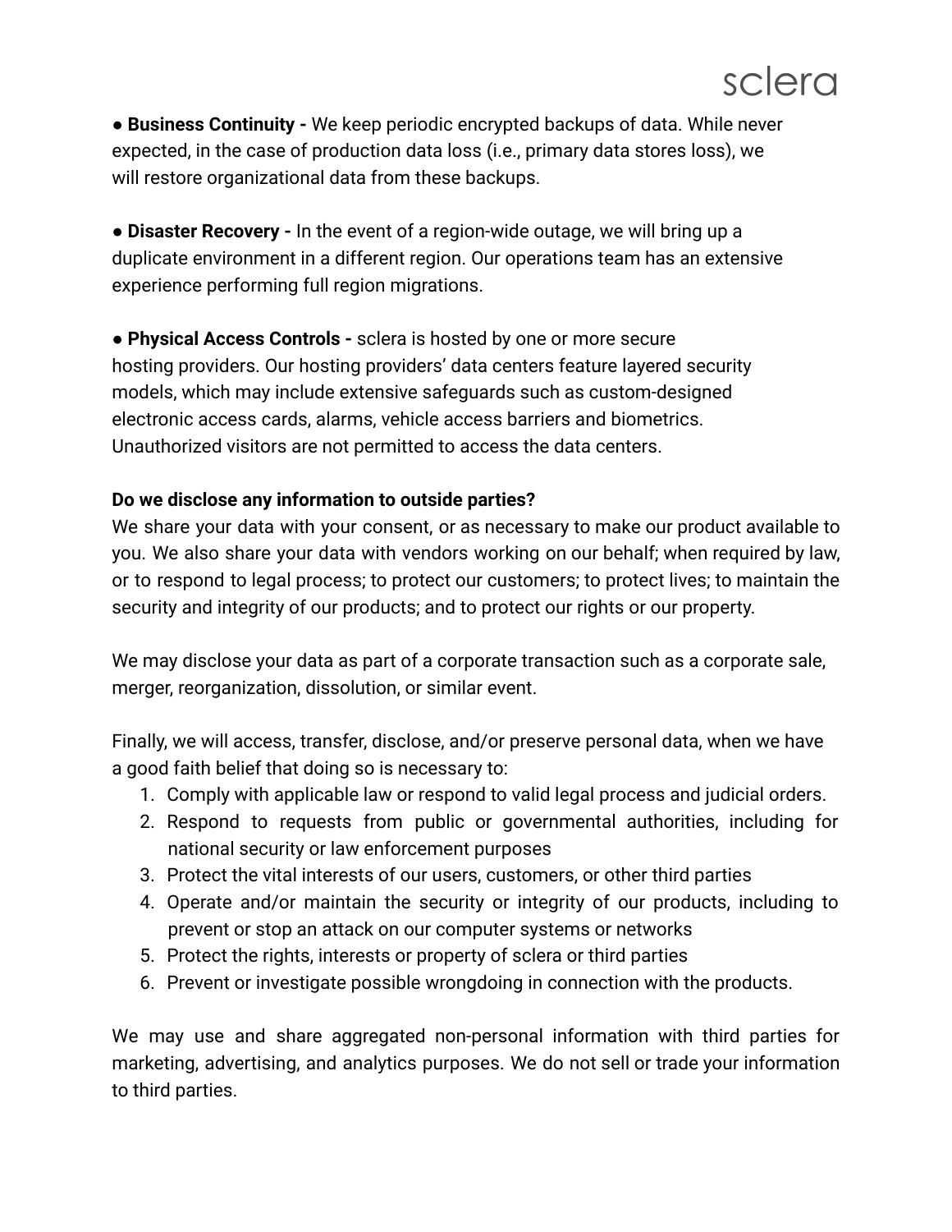- **Business Continuity -** We keep periodic encrypted backups of data. While never expected, in the case of production data loss (i.e., primary data stores loss), we will restore organizational data from these backups.

- **Disaster Recovery -** In the event of a region-wide outage, we will bring up a duplicate environment in a different region. Our operations team has an extensive experience performing full region migrations.

- **Physical Access Controls -** sclera is hosted by one or more secure hosting providers. Our hosting providers' data centers feature layered security models, which may include extensive safeguards such as custom-designed electronic access cards, alarms, vehicle access barriers and biometrics. Unauthorized visitors are not permitted to access the data centers.

**Do we disclose any information to outside parties?**

We share your data with your consent, or as necessary to make our product available to you. We also share your data with vendors working on our behalf; when required by law, or to respond to legal process; to protect our customers; to protect lives; to maintain the security and integrity of our products; and to protect our rights or our property.

We may disclose your data as part of a corporate transaction such as a corporate sale, merger, reorganization, dissolution, or similar event.

Finally, we will access, transfer, disclose, and/or preserve personal data, when we have a good faith belief that doing so is necessary to:

1. Comply with applicable law or respond to valid legal process and judicial orders.
2. Respond to requests from public or governmental authorities, including for national security or law enforcement purposes
3. Protect the vital interests of our users, customers, or other third parties
4. Operate and/or maintain the security or integrity of our products, including to prevent or stop an attack on our computer systems or networks
5. Protect the rights, interests or property of sclera or third parties
6. Prevent or investigate possible wrongdoing in connection with the products.

We may use and share aggregated non-personal information with third parties for marketing, advertising, and analytics purposes. We do not sell or trade your information to third parties.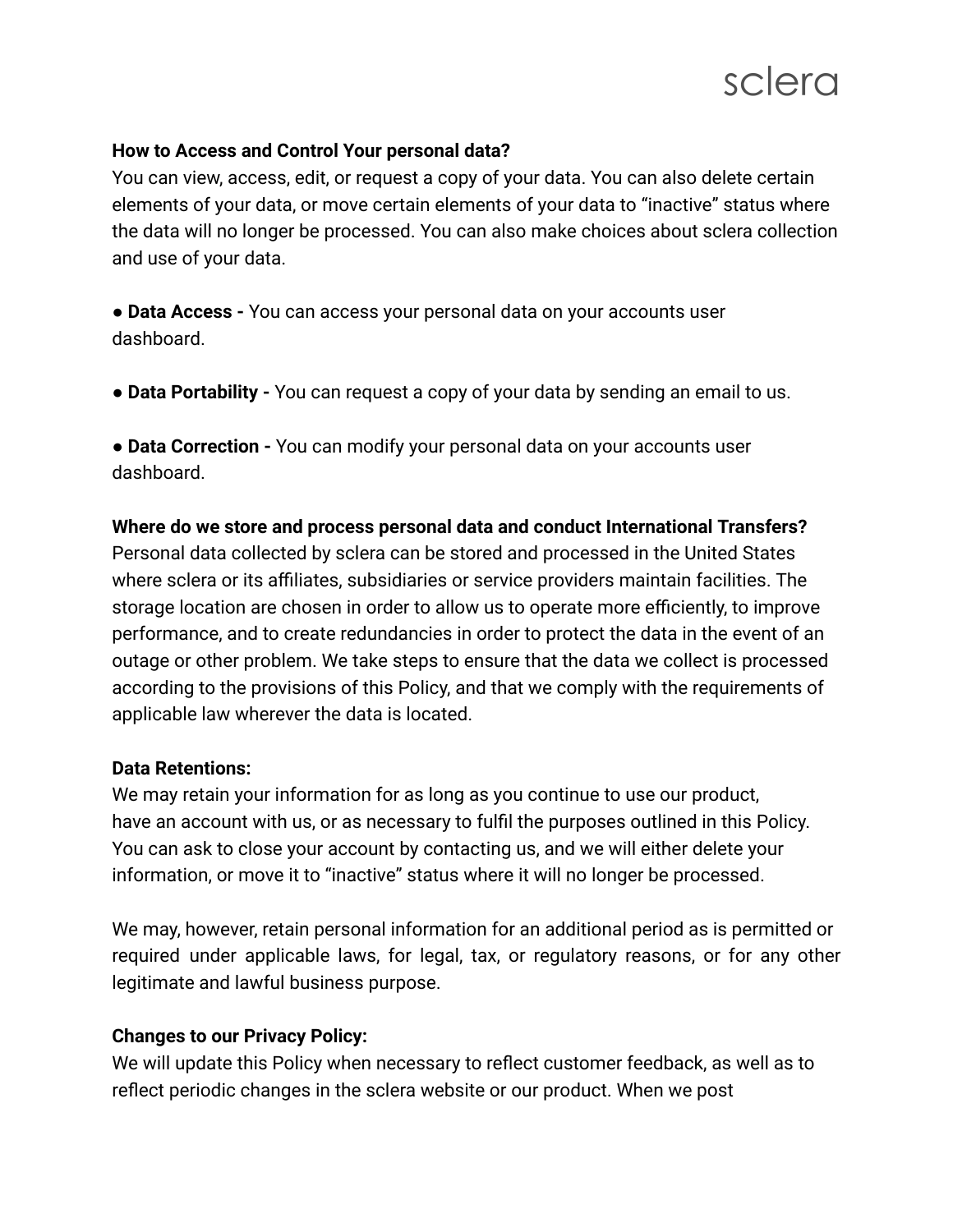**How to Access and Control Your personal data?**

You can view, access, edit, or request a copy of your data. You can also delete certain elements of your data, or move certain elements of your data to "inactive" status where the data will no longer be processed. You can also make choices about sclera collection and use of your data.

● **Data Access -** You can access your personal data on your accounts user dashboard.

● **Data Portability -** You can request a copy of your data by sending an email to us.

● **Data Correction -** You can modify your personal data on your accounts user dashboard.

**Where do we store and process personal data and conduct International Transfers?**

Personal data collected by sclera can be stored and processed in the United States where sclera or its affiliates, subsidiaries or service providers maintain facilities. The storage location are chosen in order to allow us to operate more efficiently, to improve performance, and to create redundancies in order to protect the data in the event of an outage or other problem. We take steps to ensure that the data we collect is processed according to the provisions of this Policy, and that we comply with the requirements of applicable law wherever the data is located.

**Data Retentions:**

We may retain your information for as long as you continue to use our product, have an account with us, or as necessary to fulfil the purposes outlined in this Policy. You can ask to close your account by contacting us, and we will either delete your information, or move it to "inactive" status where it will no longer be processed.

We may, however, retain personal information for an additional period as is permitted or required under applicable laws, for legal, tax, or regulatory reasons, or for any other legitimate and lawful business purpose.

**Changes to our Privacy Policy:**

We will update this Policy when necessary to reflect customer feedback, as well as to reflect periodic changes in the sclera website or our product. When we post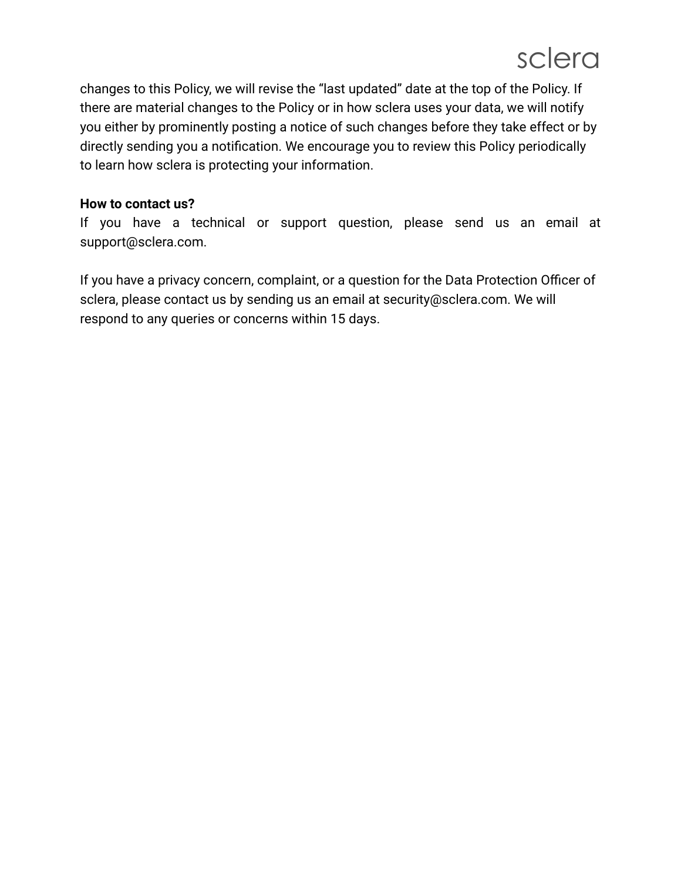changes to this Policy, we will revise the "last updated" date at the top of the Policy. If there are material changes to the Policy or in how sclera uses your data, we will notify you either by prominently posting a notice of such changes before they take effect or by directly sending you a notification. We encourage you to review this Policy periodically to learn how sclera is protecting your information.

**How to contact us?**

If you have a technical or support question, please send us an email at support@sclera.com.

If you have a privacy concern, complaint, or a question for the Data Protection Officer of sclera, please contact us by sending us an email at security@sclera.com. We will respond to any queries or concerns within 15 days.